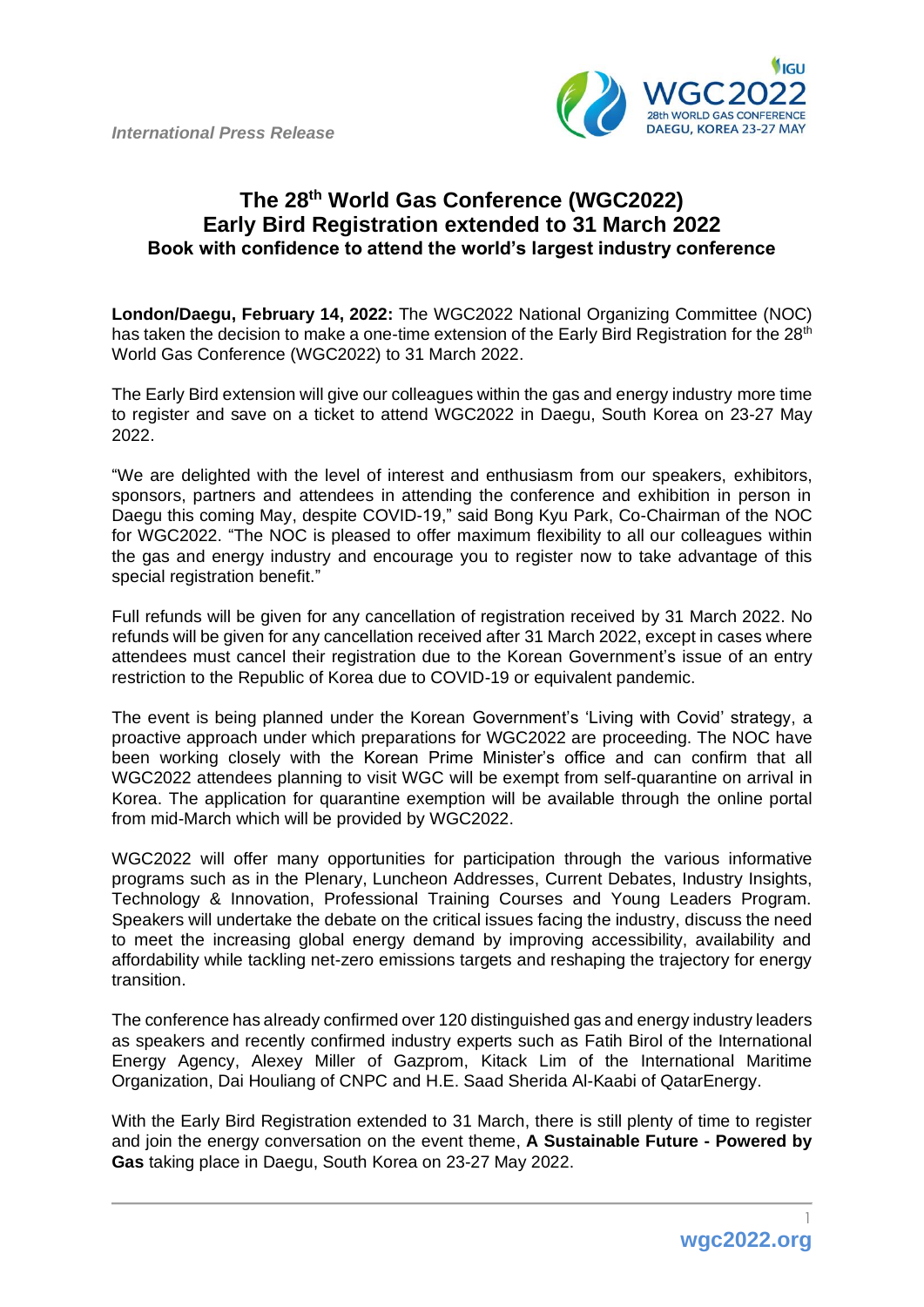*International Press Release*

# The 28th World Gas Conference (WGC2022) Early Bird Registration extended to 31 March 2022

### Book with confidence to attend the world's largest industry conference

**London/Daegu, February 14, 2022:** The WGC2022 National Organizing Committee (NOC) has taken the decision to make a one-time extension of the Early Bird Registration for the 28th World Gas Conference (WGC2022) to 31 March 2022.

The Early Bird extension will give our colleagues within the gas and energy industry more time to register and save on a ticket to attend WGC2022 in Daegu, South Korea on 23-27 May 2022.

"We are delighted with the level of interest and enthusiasm from our speakers, exhibitors, sponsors, partners and attendees in attending the conference and exhibition in person in Daegu this coming May, despite COVID-19," said Bong Kyu Park, Co-Chairman of the NOC for WGC2022. "The NOC is pleased to offer maximum flexibility to all our colleagues within the gas and energy industry and encourage you to register now to take advantage of this special registration benefit."

Full refunds will be given for any cancellation of registration received by 31 March 2022. No refunds will be given for any cancellation received after 31 March 2022, except in cases where attendees must cancel their registration due to the Korean Government's issue of an entry restriction to the Republic of Korea due to COVID-19 or equivalent pandemic.

The event is being planned under the Korean Government's 'Living with Covid' strategy, a proactive approach under which preparations for WGC2022 are proceeding. The NOC have been working closely with the Korean Prime Minister's office and can confirm that all WGC2022 attendees planning to visit WGC will be exempt from self-quarantine on arrival in Korea. The application for quarantine exemption will be available through the online portal from mid-March which will be provided by WGC2022.

WGC2022 will offer many opportunities for participation through the various informative programs such as in the Plenary, Luncheon Addresses, Current Debates, Industry Insights, Technology & Innovation, Professional Training Courses and Young Leaders Program. Speakers will undertake the debate on the critical issues facing the industry, discuss the need to meet the increasing global energy demand by improving accessibility, availability and affordability while tackling net-zero emissions targets and reshaping the trajectory for energy transition.

The conference has already confirmed over 120 distinguished gas and energy industry leaders as speakers and recently confirmed industry experts such as Fatih Birol of the International Energy Agency, Alexey Miller of Gazprom, Kitack Lim of the International Maritime Organization, Dai Houliang of CNPC and H.E. Saad Sherida Al-Kaabi of QatarEnergy.

With the Early Bird Registration extended to 31 March, there is still plenty of time to register and join the energy conversation on the event theme, **A Sustainable Future - Powered by Gas** taking place in Daegu, South Korea on 23-27 May 2022.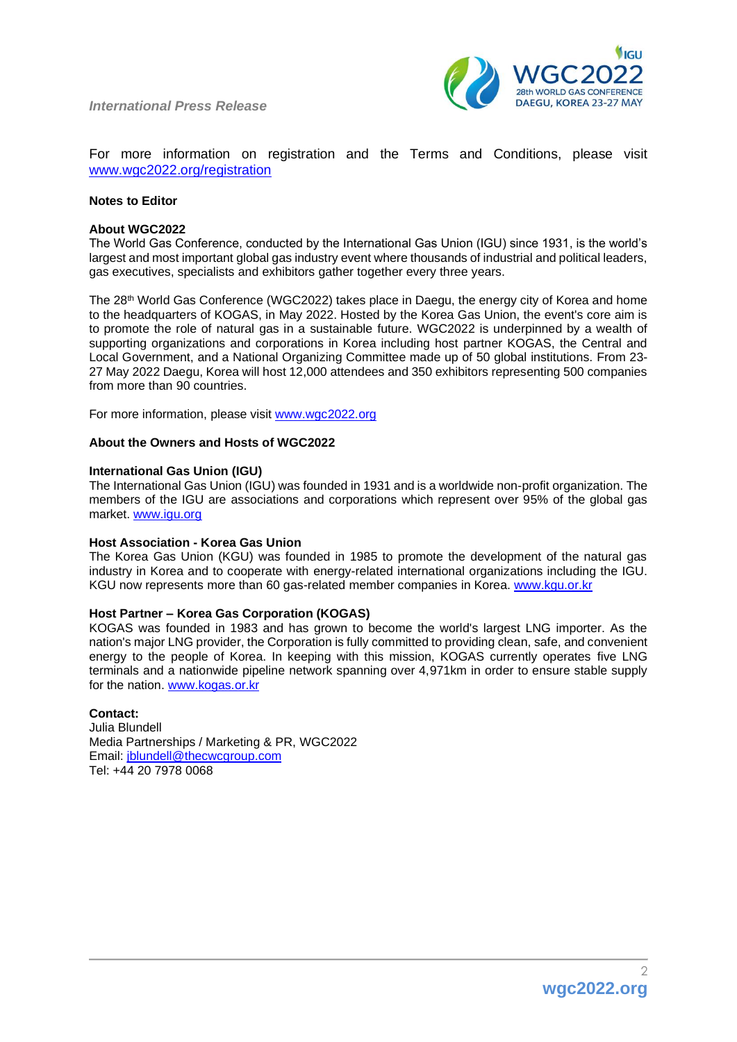For more information on registration and the Terms and Conditions, please visit www.wgc2022.org/registration

**Notes to Editor**

**About WGC2022**

The World Gas Conference, conducted by the International Gas Union (IGU) since 1931, is the world's largest and most important global gas industry event where thousands of industrial and political leaders, gas executives, specialists and exhibitors gather together every three years.

The 28th World Gas Conference (WGC2022) takes place in Daegu, the energy city of Korea and home to the headquarters of KOGAS, in May 2022. Hosted by the Korea Gas Union, the event's core aim is to promote the role of natural gas in a sustainable future. WGC2022 is underpinned by a wealth of supporting organizations and corporations in Korea including host partner KOGAS, the Central and Local Government, and a National Organizing Committee made up of 50 global institutions. From 23-27 May 2022 Daegu, Korea will host 12,000 attendees and 350 exhibitors representing 500 companies from more than 90 countries.

For more information, please visit www.wgc2022.org

**About the Owners and Hosts of WGC2022**

**International Gas Union (IGU)**

The International Gas Union (IGU) was founded in 1931 and is a worldwide non-profit organization. The members of the IGU are associations and corporations which represent over 95% of the global gas market. www.igu.org

**Host Association - Korea Gas Union**

The Korea Gas Union (KGU) was founded in 1985 to promote the development of the natural gas industry in Korea and to cooperate with energy-related international organizations including the IGU. KGU now represents more than 60 gas-related member companies in Korea. www.kgu.or.kr

**Host Partner – Korea Gas Corporation (KOGAS)**

KOGAS was founded in 1983 and has grown to become the world's largest LNG importer. As the nation's major LNG provider, the Corporation is fully committed to providing clean, safe, and convenient energy to the people of Korea. In keeping with this mission, KOGAS currently operates five LNG terminals and a nationwide pipeline network spanning over 4,971km in order to ensure stable supply for the nation. www.kogas.or.kr

**Contact:**

Julia Blundell
Media Partnerships / Marketing & PR, WGC2022
Email: jblundell@thecwcgroup.com
Tel: +44 20 7978 0068